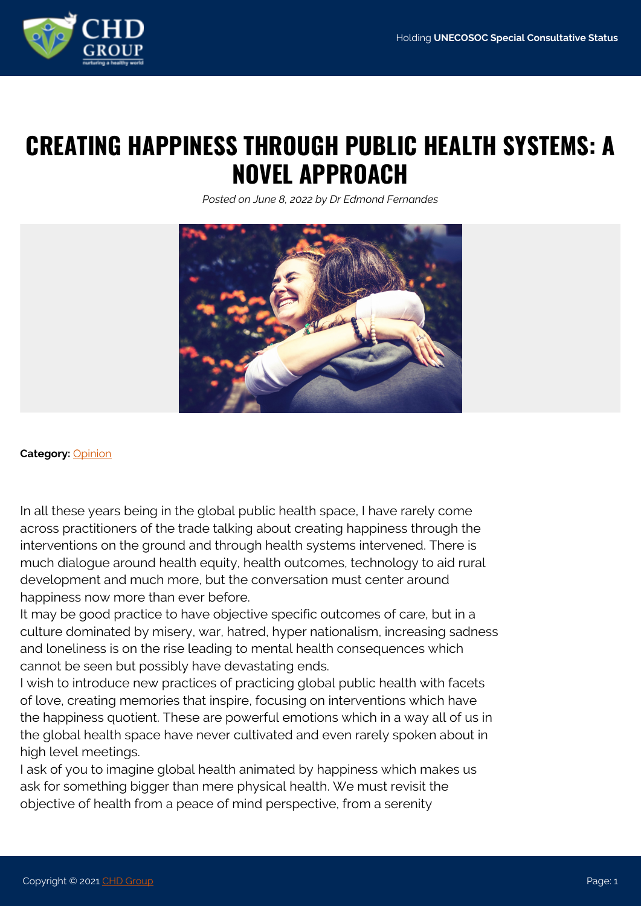# CREATING HAPPINESS THROUGH PUBLIC HEALTH SYSTEMS: A NOVEL APPROACH

*Posted on June 8, 2022 by Dr Edmond Fernandes*

**Category:** Opinion

In all these years being in the global public health space, I have rarely come across practitioners of the trade talking about creating happiness through the interventions on the ground and through health systems intervened. There is much dialogue around health equity, health outcomes, technology to aid rural development and much more, but the conversation must center around happiness now more than ever before.

It may be good practice to have objective specific outcomes of care, but in a culture dominated by misery, war, hatred, hyper nationalism, increasing sadness and loneliness is on the rise leading to mental health consequences which cannot be seen but possibly have devastating ends.

I wish to introduce new practices of practicing global public health with facets of love, creating memories that inspire, focusing on interventions which have the happiness quotient. These are powerful emotions which in a way all of us in the global health space have never cultivated and even rarely spoken about in high level meetings.

I ask of you to imagine global health animated by happiness which makes us ask for something bigger than mere physical health. We must revisit the objective of health from a peace of mind perspective, from a serenity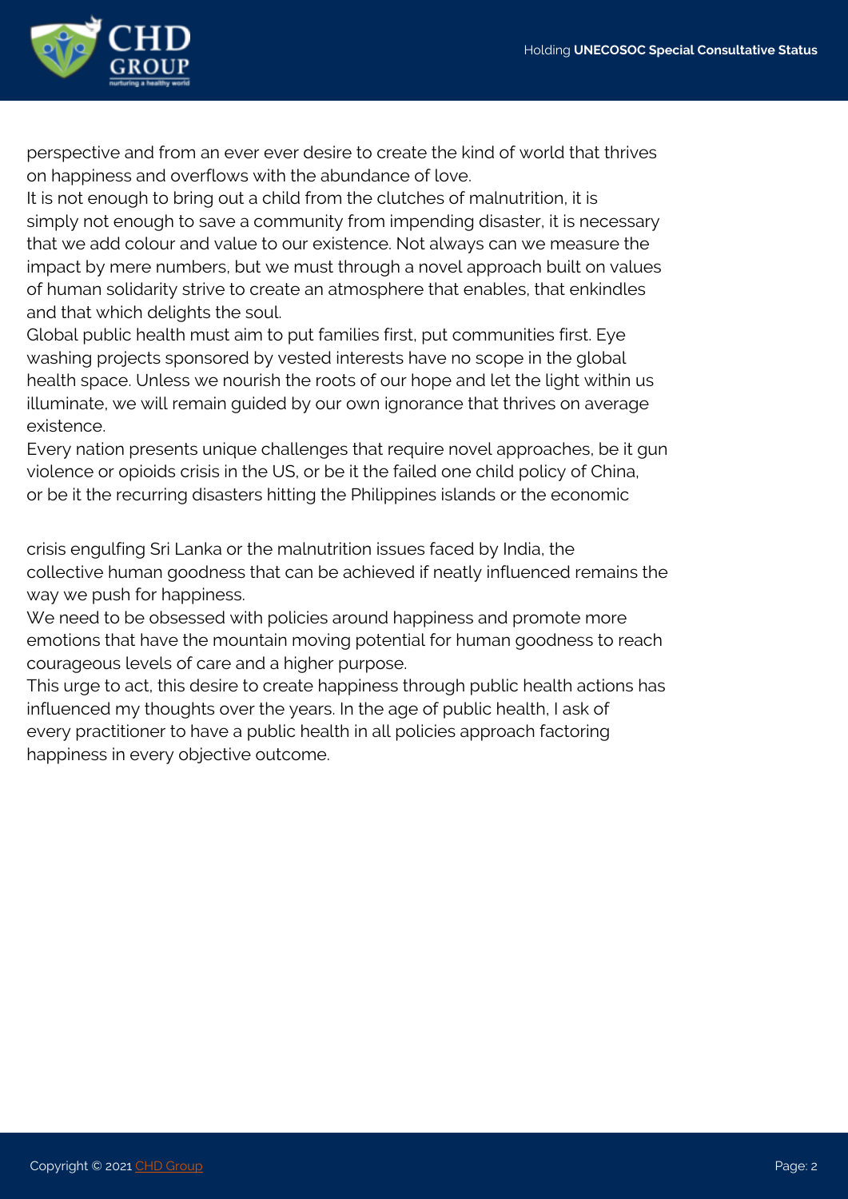perspective and from an ever ever desire to create the kind of world that thrives on happiness and overflows with the abundance of love.

It is not enough to bring out a child from the clutches of malnutrition, it is simply not enough to save a community from impending disaster, it is necessary that we add colour and value to our existence. Not always can we measure the impact by mere numbers, but we must through a novel approach built on values of human solidarity strive to create an atmosphere that enables, that enkindles and that which delights the soul.

Global public health must aim to put families first, put communities first. Eye washing projects sponsored by vested interests have no scope in the global health space. Unless we nourish the roots of our hope and let the light within us illuminate, we will remain guided by our own ignorance that thrives on average existence.

Every nation presents unique challenges that require novel approaches, be it gun violence or opioids crisis in the US, or be it the failed one child policy of China, or be it the recurring disasters hitting the Philippines islands or the economic crisis engulfing Sri Lanka or the malnutrition issues faced by India, the collective human goodness that can be achieved if neatly influenced remains the way we push for happiness.

We need to be obsessed with policies around happiness and promote more emotions that have the mountain moving potential for human goodness to reach courageous levels of care and a higher purpose.

This urge to act, this desire to create happiness through public health actions has influenced my thoughts over the years. In the age of public health, I ask of every practitioner to have a public health in all policies approach factoring happiness in every objective outcome.